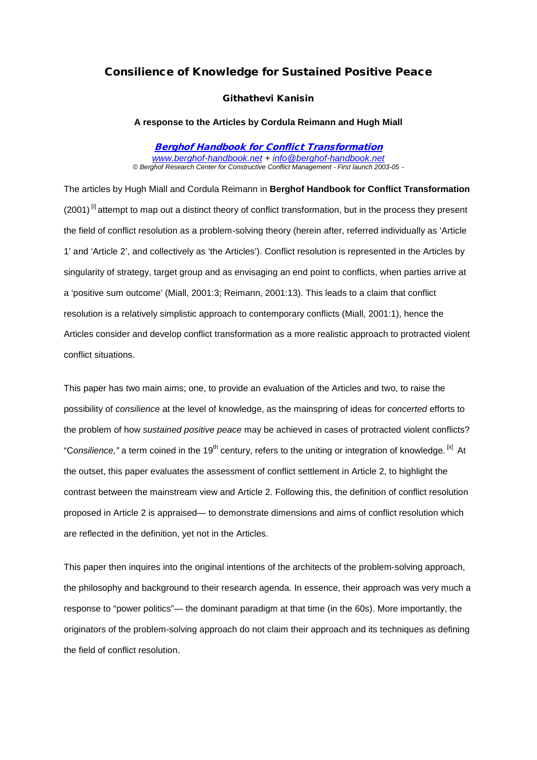# Consilience of Knowledge for Sustained Positive Peace

**Githathevi Kanisin**

**A response to the Articles by Cordula Reimann and Hugh Miall**

***Berghof Handbook for Conflict Transformation***
*www.berghof-handbook.net + info@berghof-handbook.net*
*© Berghof Research Center for Constructive Conflict Management - First launch 2003-05 -*

The articles by Hugh Miall and Cordula Reimann in **Berghof Handbook for Conflict Transformation** (2001) [i] attempt to map out a distinct theory of conflict transformation, but in the process they present the field of conflict resolution as a problem-solving theory (herein after, referred individually as 'Article 1' and 'Article 2', and collectively as 'the Articles'). Conflict resolution is represented in the Articles by singularity of strategy, target group and as envisaging an end point to conflicts, when parties arrive at a 'positive sum outcome' (Miall, 2001:3; Reimann, 2001:13). This leads to a claim that conflict resolution is a relatively simplistic approach to contemporary conflicts (Miall, 2001:1), hence the Articles consider and develop conflict transformation as a more realistic approach to protracted violent conflict situations.

This paper has two main aims; one, to provide an evaluation of the Articles and two, to raise the possibility of *consilience* at the level of knowledge, as the mainspring of ideas for *concerted* efforts to the problem of how *sustained positive peace* may be achieved in cases of protracted violent conflicts? "C*onsilience,"* a term coined in the 19th century, refers to the uniting or integration of knowledge. [ii] At the outset, this paper evaluates the assessment of conflict settlement in Article 2, to highlight the contrast between the mainstream view and Article 2. Following this, the definition of conflict resolution proposed in Article 2 is appraised— to demonstrate dimensions and aims of conflict resolution which are reflected in the definition, yet not in the Articles.

This paper then inquires into the original intentions of the architects of the problem-solving approach, the philosophy and background to their research agenda. In essence, their approach was very much a response to "power politics"— the dominant paradigm at that time (in the 60s). More importantly, the originators of the problem-solving approach do not claim their approach and its techniques as defining the field of conflict resolution.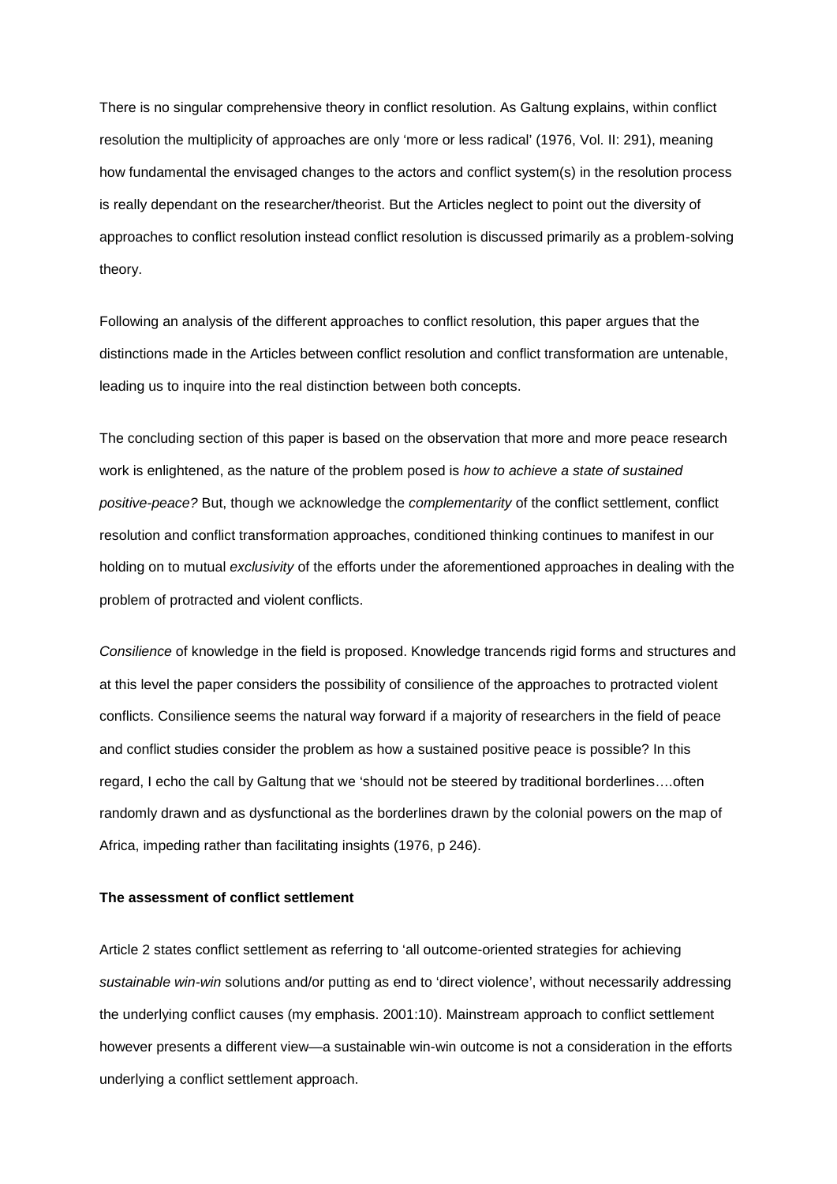There is no singular comprehensive theory in conflict resolution. As Galtung explains, within conflict resolution the multiplicity of approaches are only 'more or less radical' (1976, Vol. II: 291), meaning how fundamental the envisaged changes to the actors and conflict system(s) in the resolution process is really dependant on the researcher/theorist. But the Articles neglect to point out the diversity of approaches to conflict resolution instead conflict resolution is discussed primarily as a problem-solving theory.

Following an analysis of the different approaches to conflict resolution, this paper argues that the distinctions made in the Articles between conflict resolution and conflict transformation are untenable, leading us to inquire into the real distinction between both concepts.

The concluding section of this paper is based on the observation that more and more peace research work is enlightened, as the nature of the problem posed is *how to achieve a state of sustained positive-peace?* But, though we acknowledge the *complementarity* of the conflict settlement, conflict resolution and conflict transformation approaches, conditioned thinking continues to manifest in our holding on to mutual *exclusivity* of the efforts under the aforementioned approaches in dealing with the problem of protracted and violent conflicts.

*Consilience* of knowledge in the field is proposed. Knowledge trancends rigid forms and structures and at this level the paper considers the possibility of consilience of the approaches to protracted violent conflicts. Consilience seems the natural way forward if a majority of researchers in the field of peace and conflict studies consider the problem as how a sustained positive peace is possible? In this regard, I echo the call by Galtung that we 'should not be steered by traditional borderlines….often randomly drawn and as dysfunctional as the borderlines drawn by the colonial powers on the map of Africa, impeding rather than facilitating insights (1976, p 246).

**The assessment of conflict settlement**

Article 2 states conflict settlement as referring to 'all outcome-oriented strategies for achieving *sustainable win-win* solutions and/or putting as end to 'direct violence', without necessarily addressing the underlying conflict causes (my emphasis. 2001:10). Mainstream approach to conflict settlement however presents a different view—a sustainable win-win outcome is not a consideration in the efforts underlying a conflict settlement approach.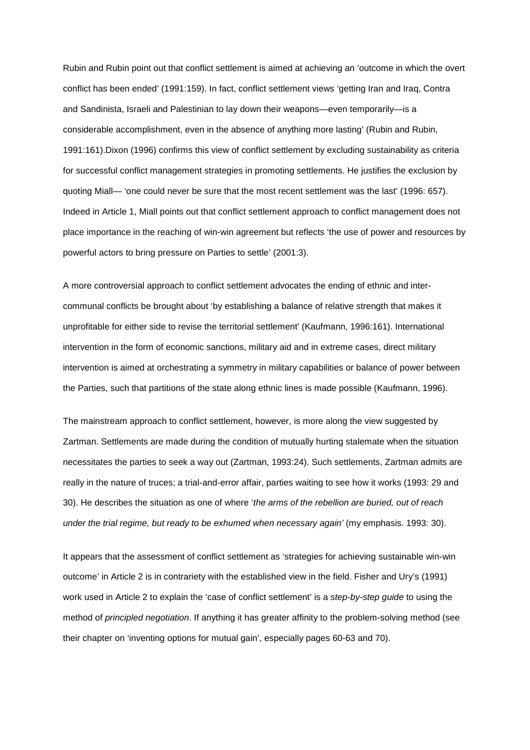Rubin and Rubin point out that conflict settlement is aimed at achieving an 'outcome in which the overt conflict has been ended' (1991:159). In fact, conflict settlement views 'getting Iran and Iraq, Contra and Sandinista, Israeli and Palestinian to lay down their weapons—even temporarily—is a considerable accomplishment, even in the absence of anything more lasting' (Rubin and Rubin, 1991:161).Dixon (1996) confirms this view of conflict settlement by excluding sustainability as criteria for successful conflict management strategies in promoting settlements. He justifies the exclusion by quoting Miall— 'one could never be sure that the most recent settlement was the last' (1996: 657). Indeed in Article 1, Miall points out that conflict settlement approach to conflict management does not place importance in the reaching of win-win agreement but reflects 'the use of power and resources by powerful actors to bring pressure on Parties to settle' (2001:3).

A more controversial approach to conflict settlement advocates the ending of ethnic and inter-communal conflicts be brought about 'by establishing a balance of relative strength that makes it unprofitable for either side to revise the territorial settlement' (Kaufmann, 1996:161). International intervention in the form of economic sanctions, military aid and in extreme cases, direct military intervention is aimed at orchestrating a symmetry in military capabilities or balance of power between the Parties, such that partitions of the state along ethnic lines is made possible (Kaufmann, 1996).

The mainstream approach to conflict settlement, however, is more along the view suggested by Zartman. Settlements are made during the condition of mutually hurting stalemate when the situation necessitates the parties to seek a way out (Zartman, 1993:24). Such settlements, Zartman admits are really in the nature of truces; a trial-and-error affair, parties waiting to see how it works (1993: 29 and 30). He describes the situation as one of where '*the arms of the rebellion are buried, out of reach under the trial regime, but ready to be exhumed when necessary again'* (my emphasis. 1993: 30).

It appears that the assessment of conflict settlement as 'strategies for achieving sustainable win-win outcome' in Article 2 is in contrariety with the established view in the field. Fisher and Ury's (1991) work used in Article 2 to explain the 'case of conflict settlement' is a *step-by-step guide* to using the method of *principled negotiation*. If anything it has greater affinity to the problem-solving method (see their chapter on 'inventing options for mutual gain', especially pages 60-63 and 70).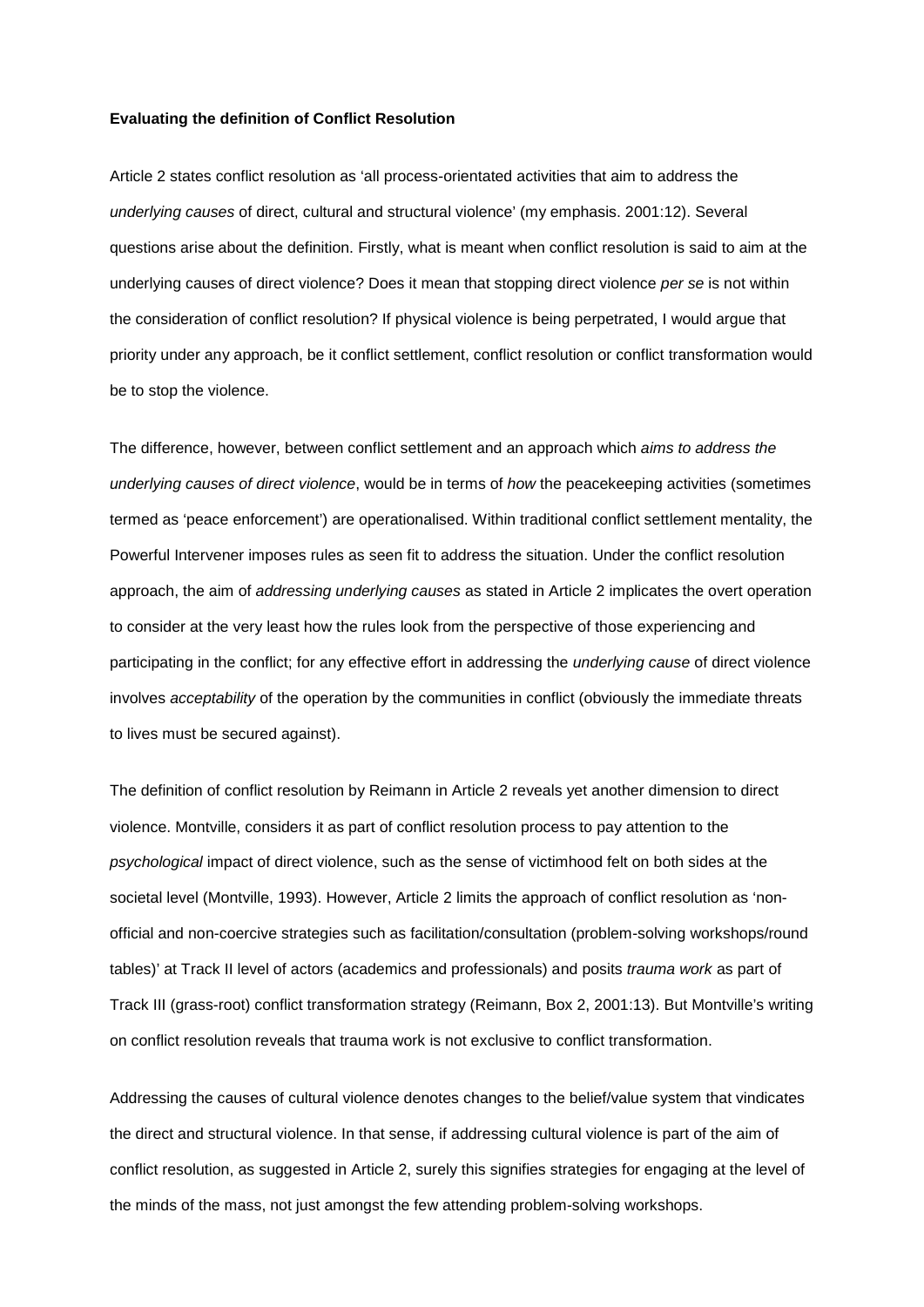**Evaluating the definition of Conflict Resolution**

Article 2 states conflict resolution as 'all process-orientated activities that aim to address the *underlying causes* of direct, cultural and structural violence' (my emphasis. 2001:12). Several questions arise about the definition. Firstly, what is meant when conflict resolution is said to aim at the underlying causes of direct violence? Does it mean that stopping direct violence *per se* is not within the consideration of conflict resolution? If physical violence is being perpetrated, I would argue that priority under any approach, be it conflict settlement, conflict resolution or conflict transformation would be to stop the violence.

The difference, however, between conflict settlement and an approach which *aims to address the underlying causes of direct violence*, would be in terms of *how* the peacekeeping activities (sometimes termed as 'peace enforcement') are operationalised. Within traditional conflict settlement mentality, the Powerful Intervener imposes rules as seen fit to address the situation. Under the conflict resolution approach, the aim of *addressing underlying causes* as stated in Article 2 implicates the overt operation to consider at the very least how the rules look from the perspective of those experiencing and participating in the conflict; for any effective effort in addressing the *underlying cause* of direct violence involves *acceptability* of the operation by the communities in conflict (obviously the immediate threats to lives must be secured against).

The definition of conflict resolution by Reimann in Article 2 reveals yet another dimension to direct violence. Montville, considers it as part of conflict resolution process to pay attention to the *psychological* impact of direct violence, such as the sense of victimhood felt on both sides at the societal level (Montville, 1993). However, Article 2 limits the approach of conflict resolution as 'non-official and non-coercive strategies such as facilitation/consultation (problem-solving workshops/round tables)' at Track II level of actors (academics and professionals) and posits *trauma work* as part of Track III (grass-root) conflict transformation strategy (Reimann, Box 2, 2001:13). But Montville's writing on conflict resolution reveals that trauma work is not exclusive to conflict transformation.

Addressing the causes of cultural violence denotes changes to the belief/value system that vindicates the direct and structural violence. In that sense, if addressing cultural violence is part of the aim of conflict resolution, as suggested in Article 2, surely this signifies strategies for engaging at the level of the minds of the mass, not just amongst the few attending problem-solving workshops.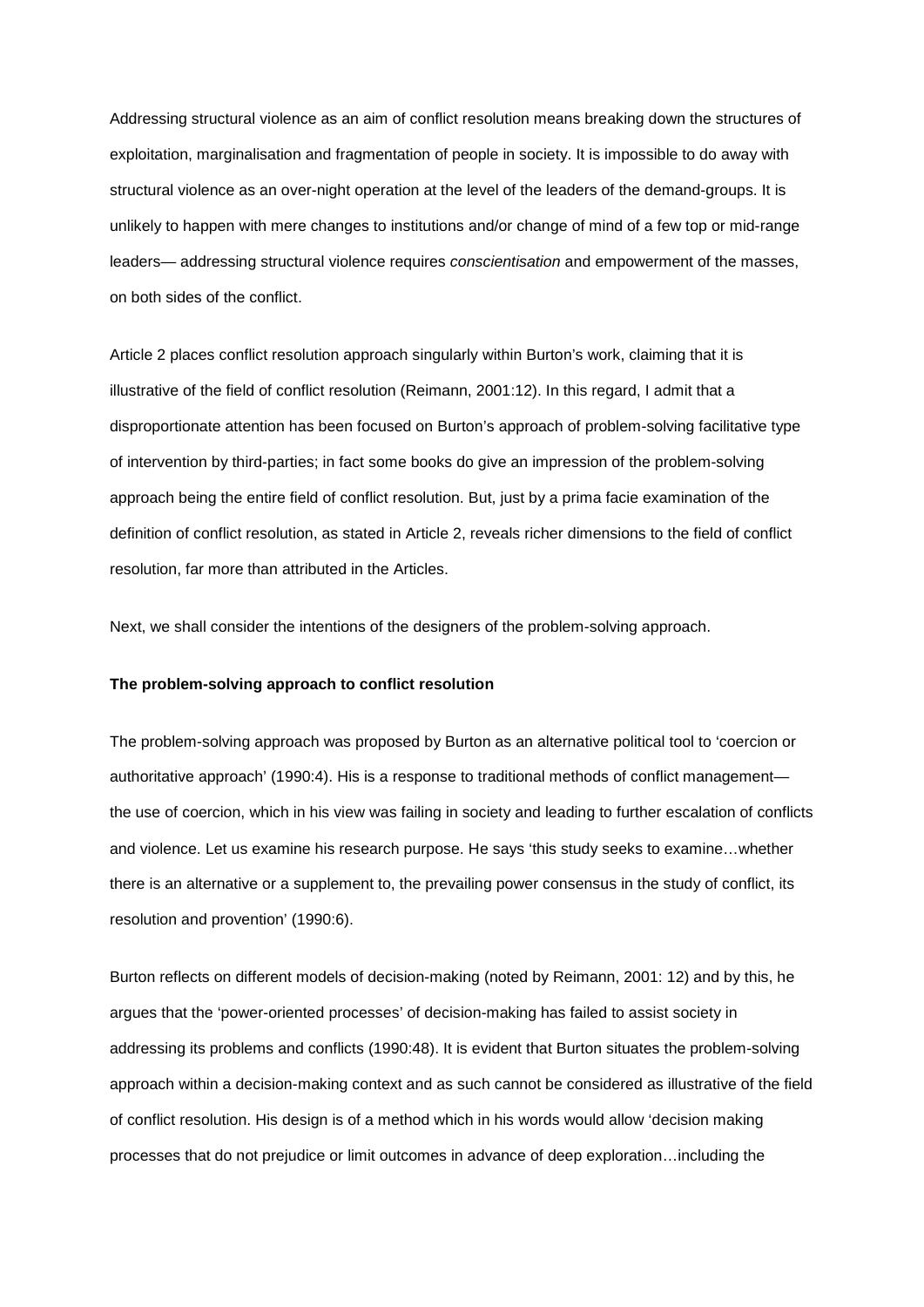Addressing structural violence as an aim of conflict resolution means breaking down the structures of exploitation, marginalisation and fragmentation of people in society. It is impossible to do away with structural violence as an over-night operation at the level of the leaders of the demand-groups. It is unlikely to happen with mere changes to institutions and/or change of mind of a few top or mid-range leaders— addressing structural violence requires *conscientisation* and empowerment of the masses, on both sides of the conflict.

Article 2 places conflict resolution approach singularly within Burton's work, claiming that it is illustrative of the field of conflict resolution (Reimann, 2001:12). In this regard, I admit that a disproportionate attention has been focused on Burton's approach of problem-solving facilitative type of intervention by third-parties; in fact some books do give an impression of the problem-solving approach being the entire field of conflict resolution. But, just by a prima facie examination of the definition of conflict resolution, as stated in Article 2, reveals richer dimensions to the field of conflict resolution, far more than attributed in the Articles.

Next, we shall consider the intentions of the designers of the problem-solving approach.

**The problem-solving approach to conflict resolution**

The problem-solving approach was proposed by Burton as an alternative political tool to 'coercion or authoritative approach' (1990:4). His is a response to traditional methods of conflict management— the use of coercion, which in his view was failing in society and leading to further escalation of conflicts and violence. Let us examine his research purpose. He says 'this study seeks to examine…whether there is an alternative or a supplement to, the prevailing power consensus in the study of conflict, its resolution and provention' (1990:6).

Burton reflects on different models of decision-making (noted by Reimann, 2001: 12) and by this, he argues that the 'power-oriented processes' of decision-making has failed to assist society in addressing its problems and conflicts (1990:48). It is evident that Burton situates the problem-solving approach within a decision-making context and as such cannot be considered as illustrative of the field of conflict resolution. His design is of a method which in his words would allow 'decision making processes that do not prejudice or limit outcomes in advance of deep exploration…including the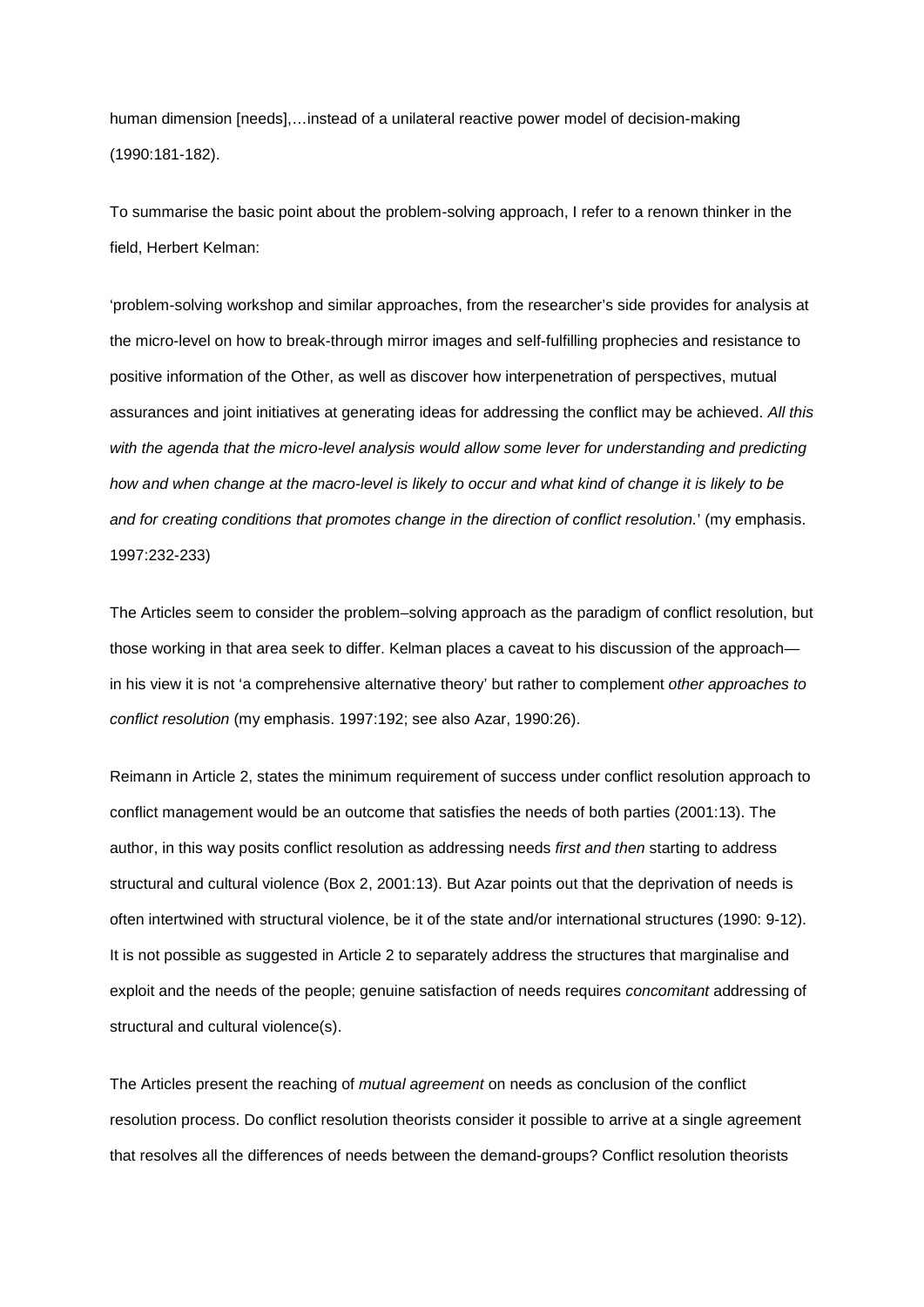human dimension [needs],…instead of a unilateral reactive power model of decision-making (1990:181-182).

To summarise the basic point about the problem-solving approach, I refer to a renown thinker in the field, Herbert Kelman:

'problem-solving workshop and similar approaches, from the researcher's side provides for analysis at the micro-level on how to break-through mirror images and self-fulfilling prophecies and resistance to positive information of the Other, as well as discover how interpenetration of perspectives, mutual assurances and joint initiatives at generating ideas for addressing the conflict may be achieved. *All this with the agenda that the micro-level analysis would allow some lever for understanding and predicting how and when change at the macro-level is likely to occur and what kind of change it is likely to be and for creating conditions that promotes change in the direction of conflict resolution.*' (my emphasis. 1997:232-233)

The Articles seem to consider the problem–solving approach as the paradigm of conflict resolution, but those working in that area seek to differ. Kelman places a caveat to his discussion of the approach—in his view it is not 'a comprehensive alternative theory' but rather to complement *other approaches to conflict resolution* (my emphasis. 1997:192; see also Azar, 1990:26).

Reimann in Article 2, states the minimum requirement of success under conflict resolution approach to conflict management would be an outcome that satisfies the needs of both parties (2001:13). The author, in this way posits conflict resolution as addressing needs *first and then* starting to address structural and cultural violence (Box 2, 2001:13). But Azar points out that the deprivation of needs is often intertwined with structural violence, be it of the state and/or international structures (1990: 9-12). It is not possible as suggested in Article 2 to separately address the structures that marginalise and exploit and the needs of the people; genuine satisfaction of needs requires *concomitant* addressing of structural and cultural violence(s).

The Articles present the reaching of *mutual agreement* on needs as conclusion of the conflict resolution process. Do conflict resolution theorists consider it possible to arrive at a single agreement that resolves all the differences of needs between the demand-groups? Conflict resolution theorists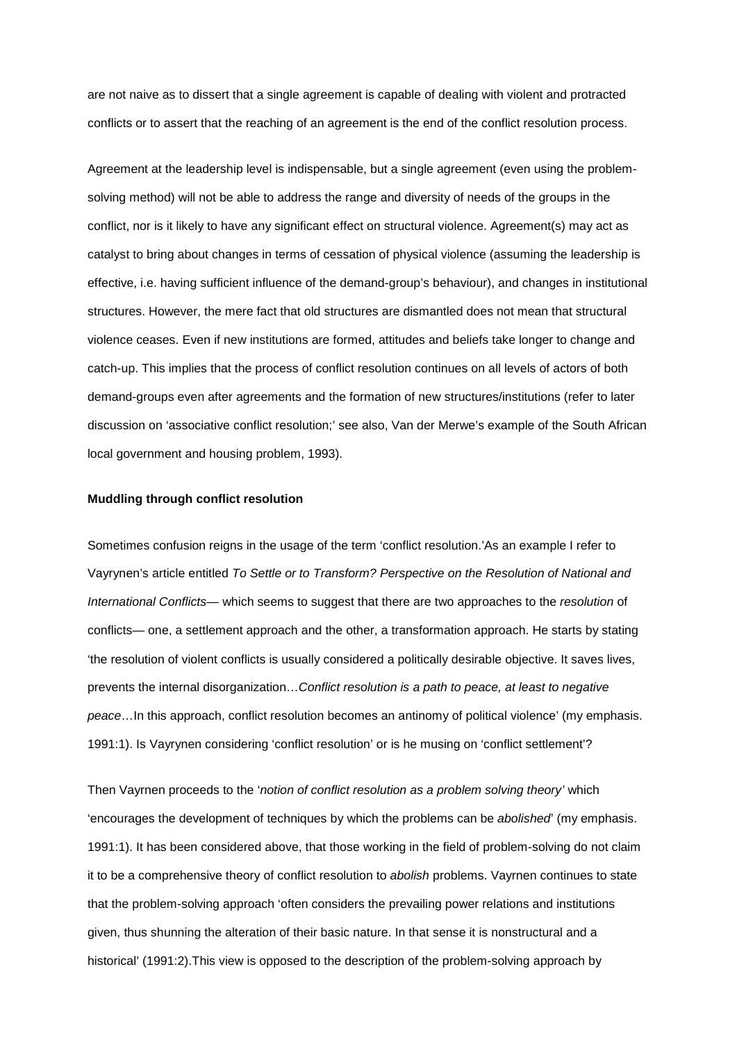are not naive as to dissert that a single agreement is capable of dealing with violent and protracted conflicts or to assert that the reaching of an agreement is the end of the conflict resolution process.

Agreement at the leadership level is indispensable, but a single agreement (even using the problem-solving method) will not be able to address the range and diversity of needs of the groups in the conflict, nor is it likely to have any significant effect on structural violence. Agreement(s) may act as catalyst to bring about changes in terms of cessation of physical violence (assuming the leadership is effective, i.e. having sufficient influence of the demand-group's behaviour), and changes in institutional structures. However, the mere fact that old structures are dismantled does not mean that structural violence ceases. Even if new institutions are formed, attitudes and beliefs take longer to change and catch-up. This implies that the process of conflict resolution continues on all levels of actors of both demand-groups even after agreements and the formation of new structures/institutions (refer to later discussion on 'associative conflict resolution;' see also, Van der Merwe's example of the South African local government and housing problem, 1993).

**Muddling through conflict resolution**

Sometimes confusion reigns in the usage of the term 'conflict resolution.'As an example I refer to Vayrynen's article entitled *To Settle or to Transform? Perspective on the Resolution of National and International Conflicts*— which seems to suggest that there are two approaches to the *resolution* of conflicts— one, a settlement approach and the other, a transformation approach. He starts by stating 'the resolution of violent conflicts is usually considered a politically desirable objective. It saves lives, prevents the internal disorganization…*Conflict resolution is a path to peace, at least to negative peace*…In this approach, conflict resolution becomes an antinomy of political violence' (my emphasis. 1991:1). Is Vayrynen considering 'conflict resolution' or is he musing on 'conflict settlement'?

Then Vayrnen proceeds to the '*notion of conflict resolution as a problem solving theory'* which 'encourages the development of techniques by which the problems can be *abolished*' (my emphasis. 1991:1). It has been considered above, that those working in the field of problem-solving do not claim it to be a comprehensive theory of conflict resolution to *abolish* problems. Vayrnen continues to state that the problem-solving approach 'often considers the prevailing power relations and institutions given, thus shunning the alteration of their basic nature. In that sense it is nonstructural and a historical' (1991:2).This view is opposed to the description of the problem-solving approach by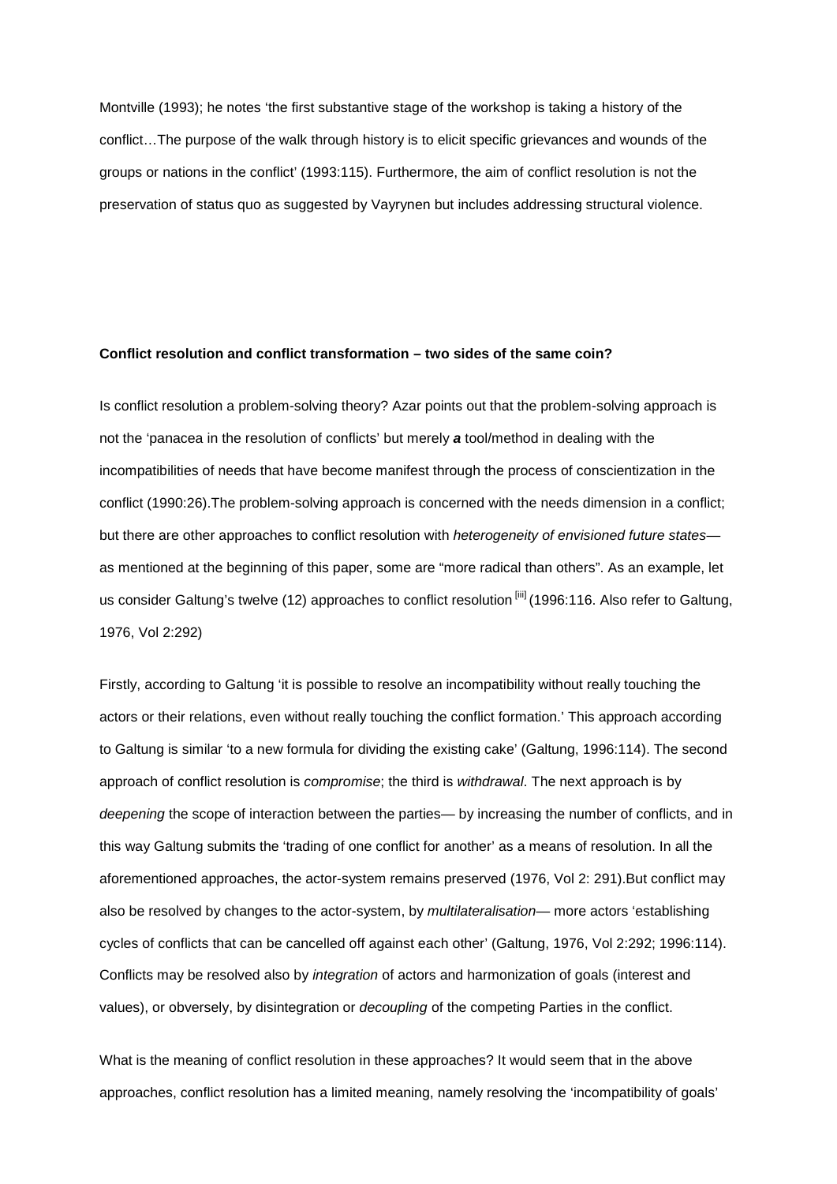Montville (1993); he notes 'the first substantive stage of the workshop is taking a history of the conflict…The purpose of the walk through history is to elicit specific grievances and wounds of the groups or nations in the conflict' (1993:115). Furthermore, the aim of conflict resolution is not the preservation of status quo as suggested by Vayrynen but includes addressing structural violence.

**Conflict resolution and conflict transformation – two sides of the same coin?**

Is conflict resolution a problem-solving theory? Azar points out that the problem-solving approach is not the 'panacea in the resolution of conflicts' but merely ***a*** tool/method in dealing with the incompatibilities of needs that have become manifest through the process of conscientization in the conflict (1990:26).The problem-solving approach is concerned with the needs dimension in a conflict; but there are other approaches to conflict resolution with *heterogeneity of envisioned future states*— as mentioned at the beginning of this paper, some are "more radical than others". As an example, let us consider Galtung's twelve (12) approaches to conflict resolution [iii] (1996:116. Also refer to Galtung, 1976, Vol 2:292)

Firstly, according to Galtung 'it is possible to resolve an incompatibility without really touching the actors or their relations, even without really touching the conflict formation.' This approach according to Galtung is similar 'to a new formula for dividing the existing cake' (Galtung, 1996:114). The second approach of conflict resolution is *compromise*; the third is *withdrawal*. The next approach is by *deepening* the scope of interaction between the parties— by increasing the number of conflicts, and in this way Galtung submits the 'trading of one conflict for another' as a means of resolution. In all the aforementioned approaches, the actor-system remains preserved (1976, Vol 2: 291).But conflict may also be resolved by changes to the actor-system, by *multilateralisation*— more actors 'establishing cycles of conflicts that can be cancelled off against each other' (Galtung, 1976, Vol 2:292; 1996:114). Conflicts may be resolved also by *integration* of actors and harmonization of goals (interest and values), or obversely, by disintegration or *decoupling* of the competing Parties in the conflict.

What is the meaning of conflict resolution in these approaches? It would seem that in the above approaches, conflict resolution has a limited meaning, namely resolving the 'incompatibility of goals'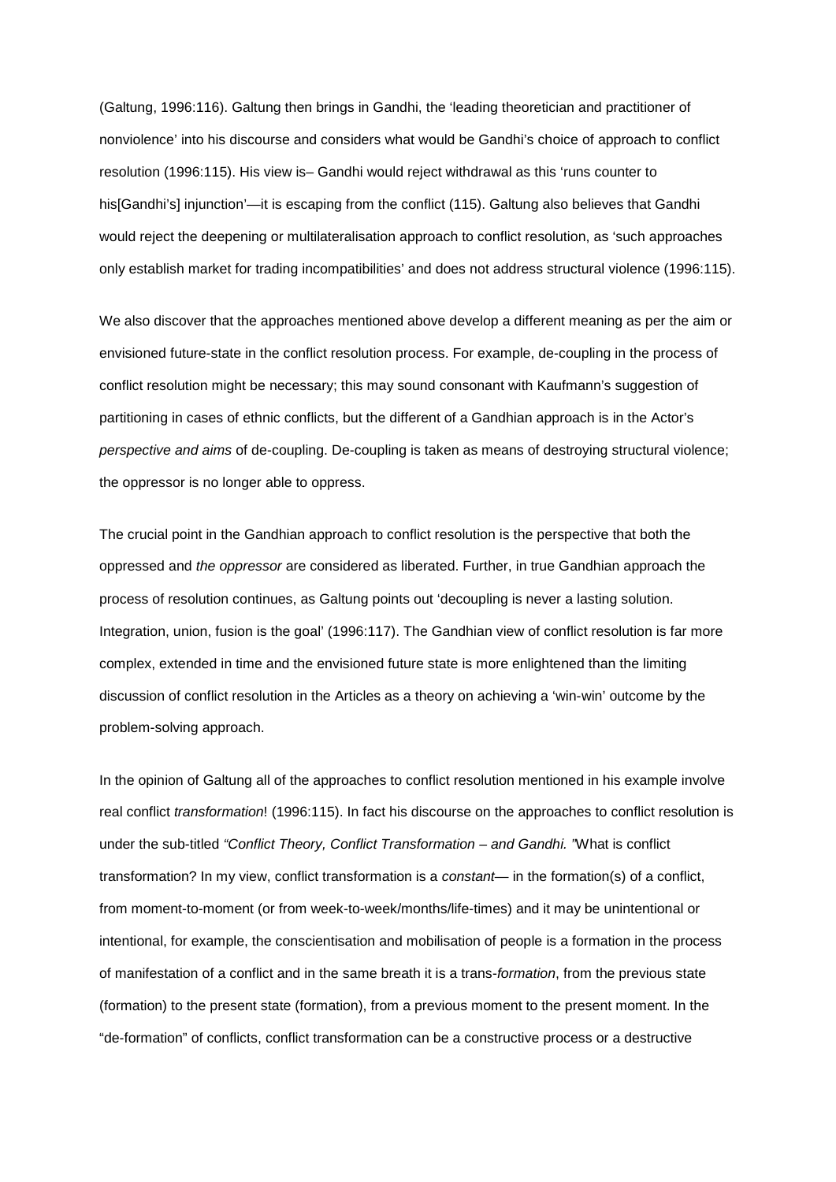(Galtung, 1996:116). Galtung then brings in Gandhi, the 'leading theoretician and practitioner of nonviolence' into his discourse and considers what would be Gandhi's choice of approach to conflict resolution (1996:115). His view is– Gandhi would reject withdrawal as this 'runs counter to his[Gandhi's] injunction'—it is escaping from the conflict (115). Galtung also believes that Gandhi would reject the deepening or multilateralisation approach to conflict resolution, as 'such approaches only establish market for trading incompatibilities' and does not address structural violence (1996:115).

We also discover that the approaches mentioned above develop a different meaning as per the aim or envisioned future-state in the conflict resolution process. For example, de-coupling in the process of conflict resolution might be necessary; this may sound consonant with Kaufmann's suggestion of partitioning in cases of ethnic conflicts, but the different of a Gandhian approach is in the Actor's *perspective and aims* of de-coupling. De-coupling is taken as means of destroying structural violence; the oppressor is no longer able to oppress.

The crucial point in the Gandhian approach to conflict resolution is the perspective that both the oppressed and *the oppressor* are considered as liberated. Further, in true Gandhian approach the process of resolution continues, as Galtung points out 'decoupling is never a lasting solution. Integration, union, fusion is the goal' (1996:117). The Gandhian view of conflict resolution is far more complex, extended in time and the envisioned future state is more enlightened than the limiting discussion of conflict resolution in the Articles as a theory on achieving a 'win-win' outcome by the problem-solving approach.

In the opinion of Galtung all of the approaches to conflict resolution mentioned in his example involve real conflict *transformation*! (1996:115). In fact his discourse on the approaches to conflict resolution is under the sub-titled *"Conflict Theory, Conflict Transformation – and Gandhi. "*What is conflict transformation? In my view, conflict transformation is a *constant*— in the formation(s) of a conflict, from moment-to-moment (or from week-to-week/months/life-times) and it may be unintentional or intentional, for example, the conscientisation and mobilisation of people is a formation in the process of manifestation of a conflict and in the same breath it is a trans-*formation*, from the previous state (formation) to the present state (formation), from a previous moment to the present moment. In the "de-formation" of conflicts, conflict transformation can be a constructive process or a destructive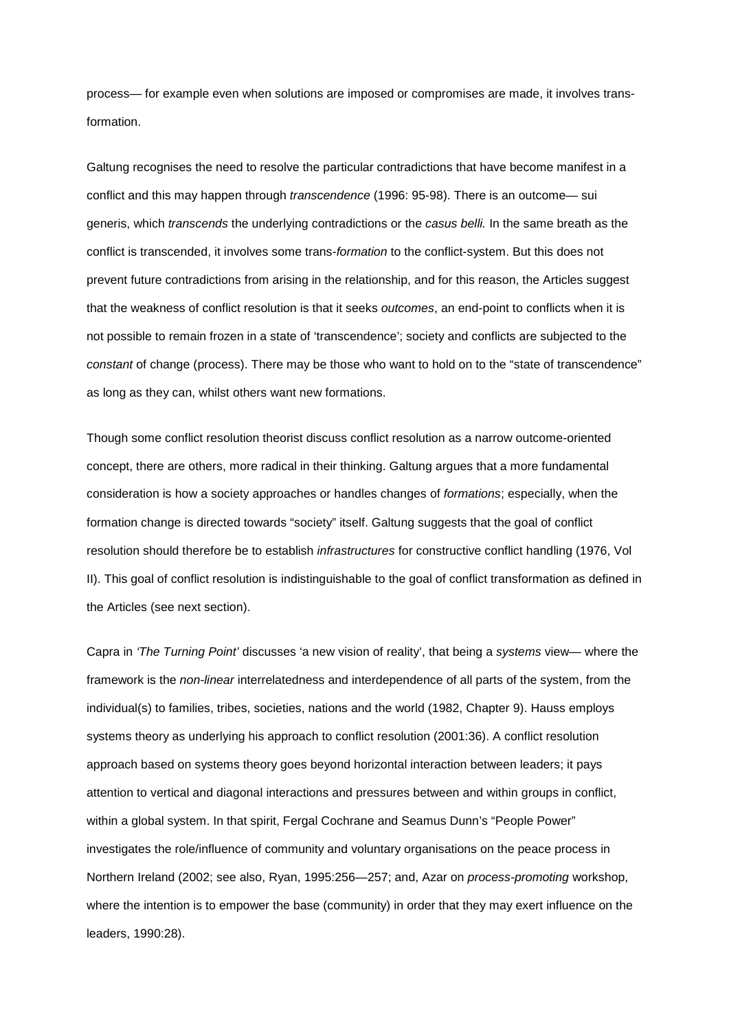process— for example even when solutions are imposed or compromises are made, it involves trans-formation.

Galtung recognises the need to resolve the particular contradictions that have become manifest in a conflict and this may happen through *transcendence* (1996: 95-98). There is an outcome— sui generis, which *transcends* the underlying contradictions or the *casus belli.* In the same breath as the conflict is transcended, it involves some trans-*formation* to the conflict-system. But this does not prevent future contradictions from arising in the relationship, and for this reason, the Articles suggest that the weakness of conflict resolution is that it seeks *outcomes*, an end-point to conflicts when it is not possible to remain frozen in a state of 'transcendence'; society and conflicts are subjected to the *constant* of change (process). There may be those who want to hold on to the "state of transcendence" as long as they can, whilst others want new formations.

Though some conflict resolution theorist discuss conflict resolution as a narrow outcome-oriented concept, there are others, more radical in their thinking. Galtung argues that a more fundamental consideration is how a society approaches or handles changes of *formations*; especially, when the formation change is directed towards "society" itself. Galtung suggests that the goal of conflict resolution should therefore be to establish *infrastructures* for constructive conflict handling (1976, Vol II). This goal of conflict resolution is indistinguishable to the goal of conflict transformation as defined in the Articles (see next section).

Capra in *'The Turning Point'* discusses 'a new vision of reality', that being a *systems* view— where the framework is the *non-linear* interrelatedness and interdependence of all parts of the system, from the individual(s) to families, tribes, societies, nations and the world (1982, Chapter 9). Hauss employs systems theory as underlying his approach to conflict resolution (2001:36). A conflict resolution approach based on systems theory goes beyond horizontal interaction between leaders; it pays attention to vertical and diagonal interactions and pressures between and within groups in conflict, within a global system. In that spirit, Fergal Cochrane and Seamus Dunn's "People Power" investigates the role/influence of community and voluntary organisations on the peace process in Northern Ireland (2002; see also, Ryan, 1995:256—257; and, Azar on *process-promoting* workshop, where the intention is to empower the base (community) in order that they may exert influence on the leaders, 1990:28).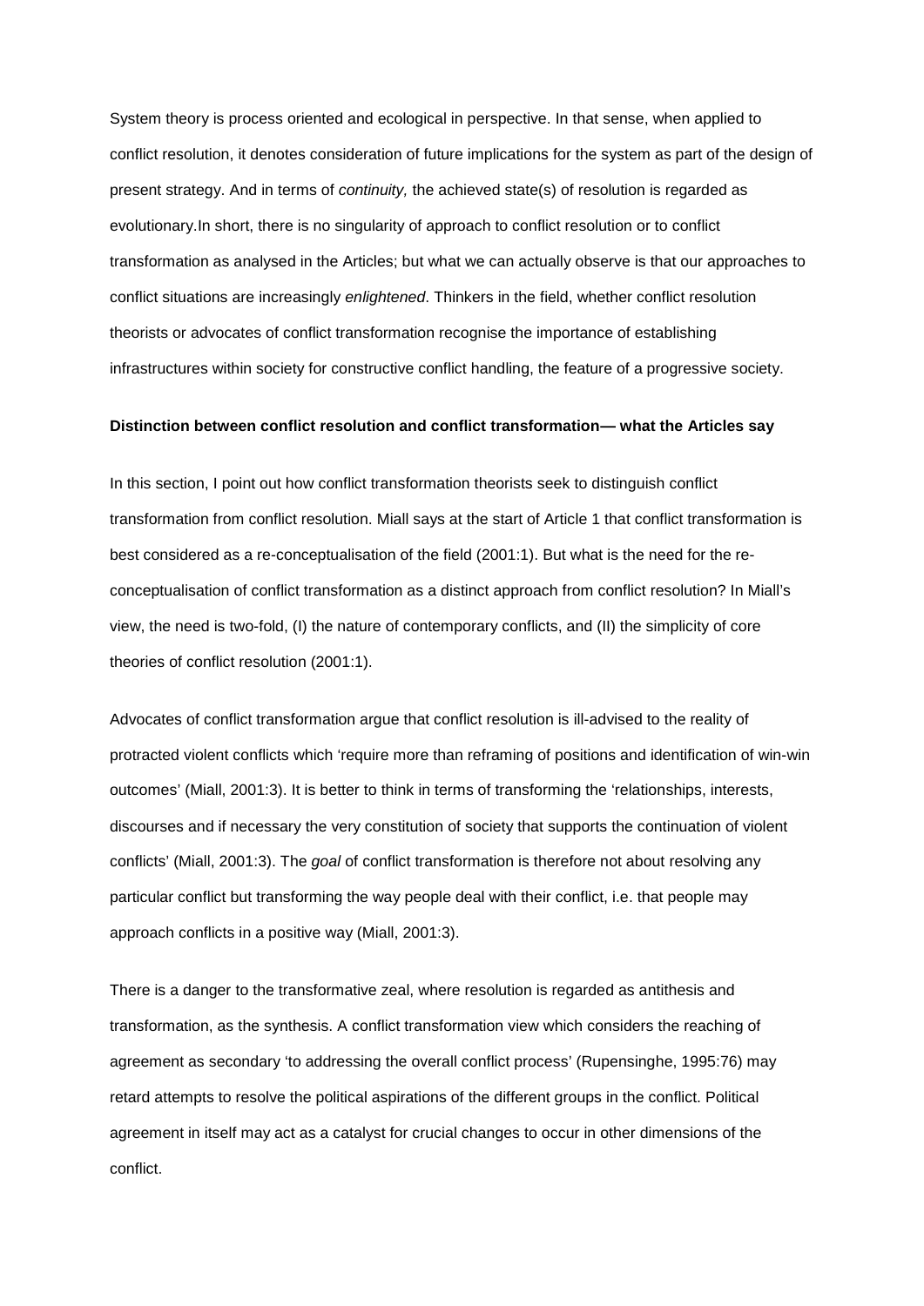System theory is process oriented and ecological in perspective. In that sense, when applied to conflict resolution, it denotes consideration of future implications for the system as part of the design of present strategy. And in terms of *continuity,* the achieved state(s) of resolution is regarded as evolutionary.In short, there is no singularity of approach to conflict resolution or to conflict transformation as analysed in the Articles; but what we can actually observe is that our approaches to conflict situations are increasingly *enlightened*. Thinkers in the field, whether conflict resolution theorists or advocates of conflict transformation recognise the importance of establishing infrastructures within society for constructive conflict handling, the feature of a progressive society.

**Distinction between conflict resolution and conflict transformation— what the Articles say**

In this section, I point out how conflict transformation theorists seek to distinguish conflict transformation from conflict resolution. Miall says at the start of Article 1 that conflict transformation is best considered as a re-conceptualisation of the field (2001:1). But what is the need for the re-conceptualisation of conflict transformation as a distinct approach from conflict resolution? In Miall's view, the need is two-fold, (I) the nature of contemporary conflicts, and (II) the simplicity of core theories of conflict resolution (2001:1).

Advocates of conflict transformation argue that conflict resolution is ill-advised to the reality of protracted violent conflicts which 'require more than reframing of positions and identification of win-win outcomes' (Miall, 2001:3). It is better to think in terms of transforming the 'relationships, interests, discourses and if necessary the very constitution of society that supports the continuation of violent conflicts' (Miall, 2001:3). The *goal* of conflict transformation is therefore not about resolving any particular conflict but transforming the way people deal with their conflict, i.e. that people may approach conflicts in a positive way (Miall, 2001:3).

There is a danger to the transformative zeal, where resolution is regarded as antithesis and transformation, as the synthesis. A conflict transformation view which considers the reaching of agreement as secondary 'to addressing the overall conflict process' (Rupensinghe, 1995:76) may retard attempts to resolve the political aspirations of the different groups in the conflict. Political agreement in itself may act as a catalyst for crucial changes to occur in other dimensions of the conflict.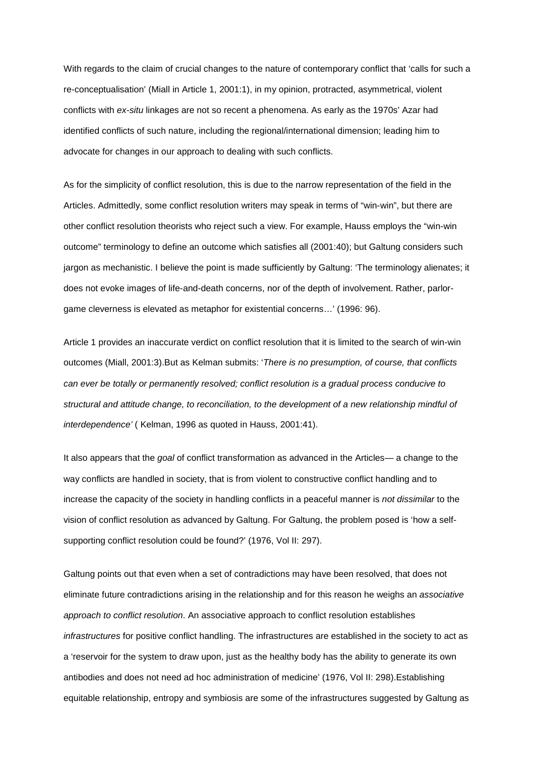With regards to the claim of crucial changes to the nature of contemporary conflict that 'calls for such a re-conceptualisation' (Miall in Article 1, 2001:1), in my opinion, protracted, asymmetrical, violent conflicts with *ex-situ* linkages are not so recent a phenomena. As early as the 1970s' Azar had identified conflicts of such nature, including the regional/international dimension; leading him to advocate for changes in our approach to dealing with such conflicts.

As for the simplicity of conflict resolution, this is due to the narrow representation of the field in the Articles. Admittedly, some conflict resolution writers may speak in terms of "win-win", but there are other conflict resolution theorists who reject such a view. For example, Hauss employs the "win-win outcome" terminology to define an outcome which satisfies all (2001:40); but Galtung considers such jargon as mechanistic. I believe the point is made sufficiently by Galtung: 'The terminology alienates; it does not evoke images of life-and-death concerns, nor of the depth of involvement. Rather, parlor-game cleverness is elevated as metaphor for existential concerns…' (1996: 96).

Article 1 provides an inaccurate verdict on conflict resolution that it is limited to the search of win-win outcomes (Miall, 2001:3).But as Kelman submits: '*There is no presumption, of course, that conflicts can ever be totally or permanently resolved; conflict resolution is a gradual process conducive to structural and attitude change, to reconciliation, to the development of a new relationship mindful of interdependence'* ( Kelman, 1996 as quoted in Hauss, 2001:41).

It also appears that the *goal* of conflict transformation as advanced in the Articles— a change to the way conflicts are handled in society, that is from violent to constructive conflict handling and to increase the capacity of the society in handling conflicts in a peaceful manner is *not dissimilar* to the vision of conflict resolution as advanced by Galtung. For Galtung, the problem posed is 'how a self-supporting conflict resolution could be found?' (1976, Vol II: 297).

Galtung points out that even when a set of contradictions may have been resolved, that does not eliminate future contradictions arising in the relationship and for this reason he weighs an *associative approach to conflict resolution*. An associative approach to conflict resolution establishes *infrastructures* for positive conflict handling. The infrastructures are established in the society to act as a 'reservoir for the system to draw upon, just as the healthy body has the ability to generate its own antibodies and does not need ad hoc administration of medicine' (1976, Vol II: 298).Establishing equitable relationship, entropy and symbiosis are some of the infrastructures suggested by Galtung as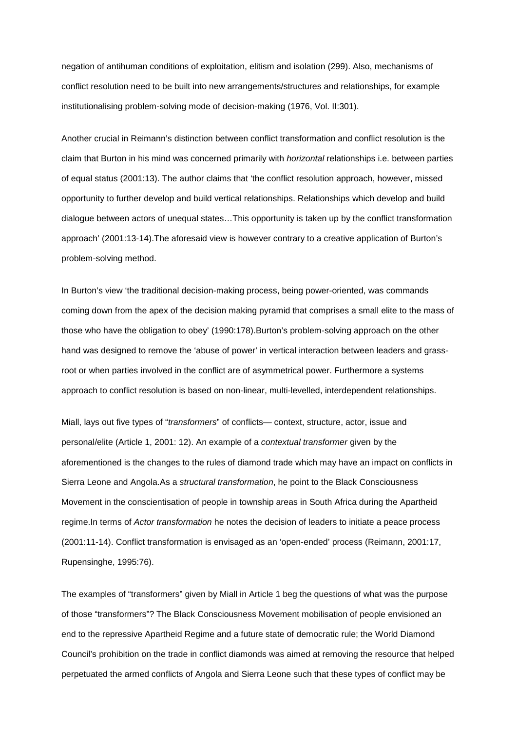negation of antihuman conditions of exploitation, elitism and isolation (299). Also, mechanisms of conflict resolution need to be built into new arrangements/structures and relationships, for example institutionalising problem-solving mode of decision-making (1976, Vol. II:301).

Another crucial in Reimann's distinction between conflict transformation and conflict resolution is the claim that Burton in his mind was concerned primarily with *horizontal* relationships i.e. between parties of equal status (2001:13). The author claims that 'the conflict resolution approach, however, missed opportunity to further develop and build vertical relationships. Relationships which develop and build dialogue between actors of unequal states…This opportunity is taken up by the conflict transformation approach' (2001:13-14).The aforesaid view is however contrary to a creative application of Burton's problem-solving method.

In Burton's view 'the traditional decision-making process, being power-oriented, was commands coming down from the apex of the decision making pyramid that comprises a small elite to the mass of those who have the obligation to obey' (1990:178).Burton's problem-solving approach on the other hand was designed to remove the 'abuse of power' in vertical interaction between leaders and grass-root or when parties involved in the conflict are of asymmetrical power. Furthermore a systems approach to conflict resolution is based on non-linear, multi-levelled, interdependent relationships.

Miall, lays out five types of "*transformers*" of conflicts— context, structure, actor, issue and personal/elite (Article 1, 2001: 12). An example of a *contextual transformer* given by the aforementioned is the changes to the rules of diamond trade which may have an impact on conflicts in Sierra Leone and Angola.As a *structural transformation*, he point to the Black Consciousness Movement in the conscientisation of people in township areas in South Africa during the Apartheid regime.In terms of *Actor transformation* he notes the decision of leaders to initiate a peace process (2001:11-14). Conflict transformation is envisaged as an 'open-ended' process (Reimann, 2001:17, Rupensinghe, 1995:76).

The examples of "transformers" given by Miall in Article 1 beg the questions of what was the purpose of those "transformers"? The Black Consciousness Movement mobilisation of people envisioned an end to the repressive Apartheid Regime and a future state of democratic rule; the World Diamond Council's prohibition on the trade in conflict diamonds was aimed at removing the resource that helped perpetuated the armed conflicts of Angola and Sierra Leone such that these types of conflict may be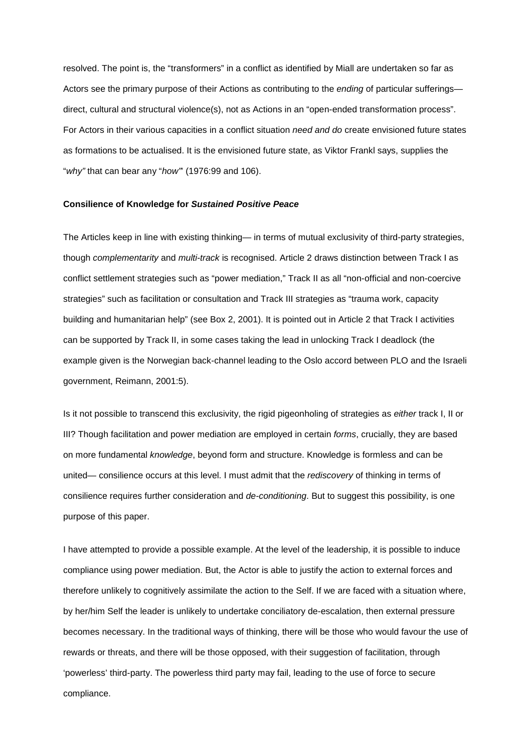resolved. The point is, the "transformers" in a conflict as identified by Miall are undertaken so far as Actors see the primary purpose of their Actions as contributing to the *ending* of particular sufferings— direct, cultural and structural violence(s), not as Actions in an "open-ended transformation process". For Actors in their various capacities in a conflict situation *need and do* create envisioned future states as formations to be actualised. It is the envisioned future state, as Viktor Frankl says, supplies the "*why"* that can bear any "*how"*" (1976:99 and 106).

**Consilience of Knowledge for *Sustained Positive Peace***

The Articles keep in line with existing thinking— in terms of mutual exclusivity of third-party strategies, though *complementarity* and *multi-track* is recognised. Article 2 draws distinction between Track I as conflict settlement strategies such as "power mediation," Track II as all "non-official and non-coercive strategies" such as facilitation or consultation and Track III strategies as "trauma work, capacity building and humanitarian help" (see Box 2, 2001). It is pointed out in Article 2 that Track I activities can be supported by Track II, in some cases taking the lead in unlocking Track I deadlock (the example given is the Norwegian back-channel leading to the Oslo accord between PLO and the Israeli government, Reimann, 2001:5).

Is it not possible to transcend this exclusivity, the rigid pigeonholing of strategies as *either* track I, II or III? Though facilitation and power mediation are employed in certain *forms*, crucially, they are based on more fundamental *knowledge*, beyond form and structure. Knowledge is formless and can be united— consilience occurs at this level. I must admit that the *rediscovery* of thinking in terms of consilience requires further consideration and *de-conditioning*. But to suggest this possibility, is one purpose of this paper.

I have attempted to provide a possible example. At the level of the leadership, it is possible to induce compliance using power mediation. But, the Actor is able to justify the action to external forces and therefore unlikely to cognitively assimilate the action to the Self. If we are faced with a situation where, by her/him Self the leader is unlikely to undertake conciliatory de-escalation, then external pressure becomes necessary. In the traditional ways of thinking, there will be those who would favour the use of rewards or threats, and there will be those opposed, with their suggestion of facilitation, through 'powerless' third-party. The powerless third party may fail, leading to the use of force to secure compliance.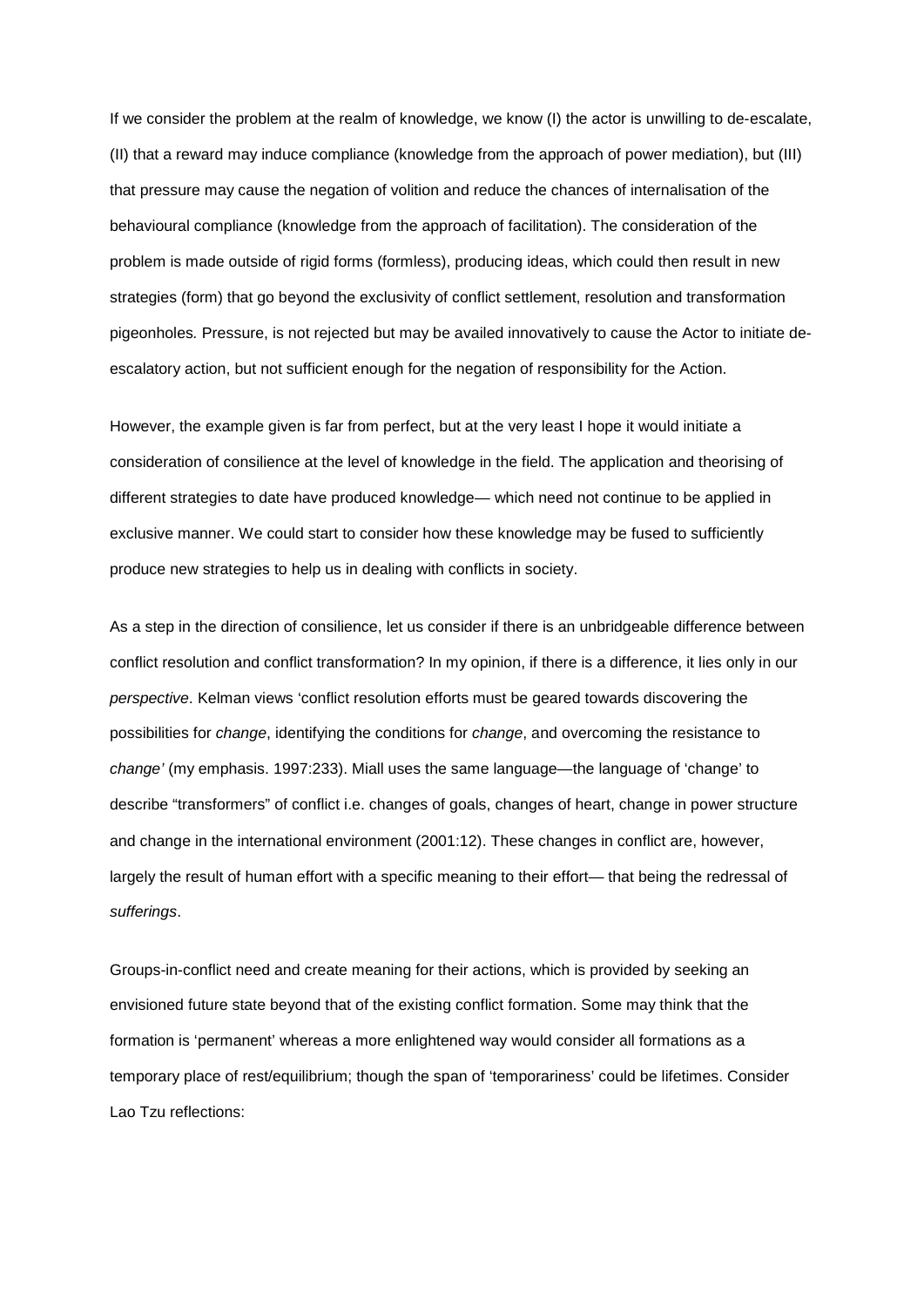If we consider the problem at the realm of knowledge, we know (I) the actor is unwilling to de-escalate, (II) that a reward may induce compliance (knowledge from the approach of power mediation), but (III) that pressure may cause the negation of volition and reduce the chances of internalisation of the behavioural compliance (knowledge from the approach of facilitation). The consideration of the problem is made outside of rigid forms (formless), producing ideas, which could then result in new strategies (form) that go beyond the exclusivity of conflict settlement, resolution and transformation pigeonholes*.* Pressure, is not rejected but may be availed innovatively to cause the Actor to initiate de-escalatory action, but not sufficient enough for the negation of responsibility for the Action.

However, the example given is far from perfect, but at the very least I hope it would initiate a consideration of consilience at the level of knowledge in the field. The application and theorising of different strategies to date have produced knowledge— which need not continue to be applied in exclusive manner. We could start to consider how these knowledge may be fused to sufficiently produce new strategies to help us in dealing with conflicts in society.

As a step in the direction of consilience, let us consider if there is an unbridgeable difference between conflict resolution and conflict transformation? In my opinion, if there is a difference, it lies only in our *perspective*. Kelman views 'conflict resolution efforts must be geared towards discovering the possibilities for *change*, identifying the conditions for *change*, and overcoming the resistance to *change'* (my emphasis. 1997:233). Miall uses the same language—the language of 'change' to describe "transformers" of conflict i.e. changes of goals, changes of heart, change in power structure and change in the international environment (2001:12). These changes in conflict are, however, largely the result of human effort with a specific meaning to their effort— that being the redressal of *sufferings*.

Groups-in-conflict need and create meaning for their actions, which is provided by seeking an envisioned future state beyond that of the existing conflict formation. Some may think that the formation is 'permanent' whereas a more enlightened way would consider all formations as a temporary place of rest/equilibrium; though the span of 'temporariness' could be lifetimes. Consider Lao Tzu reflections: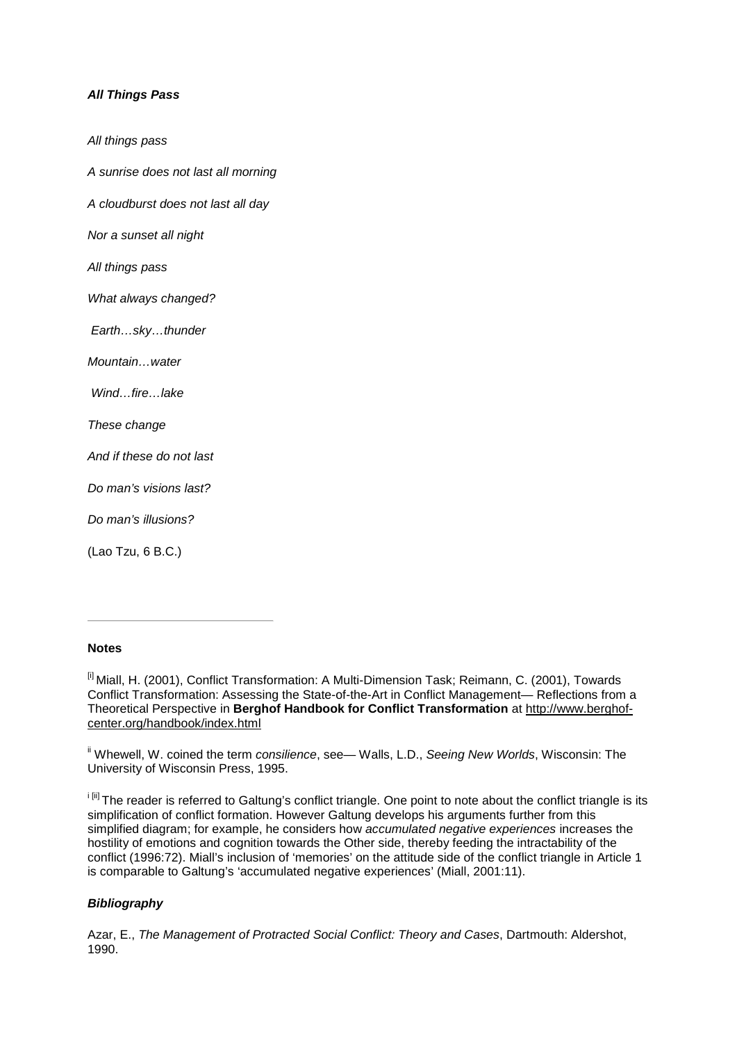***All Things Pass***

*All things pass*

*A sunrise does not last all morning*

*A cloudburst does not last all day*

*Nor a sunset all night*

*All things pass*

*What always changed?*

*Earth…sky…thunder*

*Mountain…water*

*Wind…fire…lake*

*These change*

*And if these do not last*

*Do man's visions last?*

*Do man's illusions?*

(Lao Tzu, 6 B.C.)

---

**Notes**

[i] Miall, H. (2001), Conflict Transformation: A Multi-Dimension Task; Reimann, C. (2001), Towards Conflict Transformation: Assessing the State-of-the-Art in Conflict Management— Reflections from a Theoretical Perspective in **Berghof Handbook for Conflict Transformation** at http://www.berghof-center.org/handbook/index.html

[ii] Whewell, W. coined the term *consilience*, see— Walls, L.D., *Seeing New Worlds*, Wisconsin: The University of Wisconsin Press, 1995.

[i [iii]] The reader is referred to Galtung's conflict triangle. One point to note about the conflict triangle is its simplification of conflict formation. However Galtung develops his arguments further from this simplified diagram; for example, he considers how *accumulated negative experiences* increases the hostility of emotions and cognition towards the Other side, thereby feeding the intractability of the conflict (1996:72). Miall's inclusion of 'memories' on the attitude side of the conflict triangle in Article 1 is comparable to Galtung's 'accumulated negative experiences' (Miall, 2001:11).

***Bibliography***

Azar, E., *The Management of Protracted Social Conflict: Theory and Cases*, Dartmouth: Aldershot, 1990.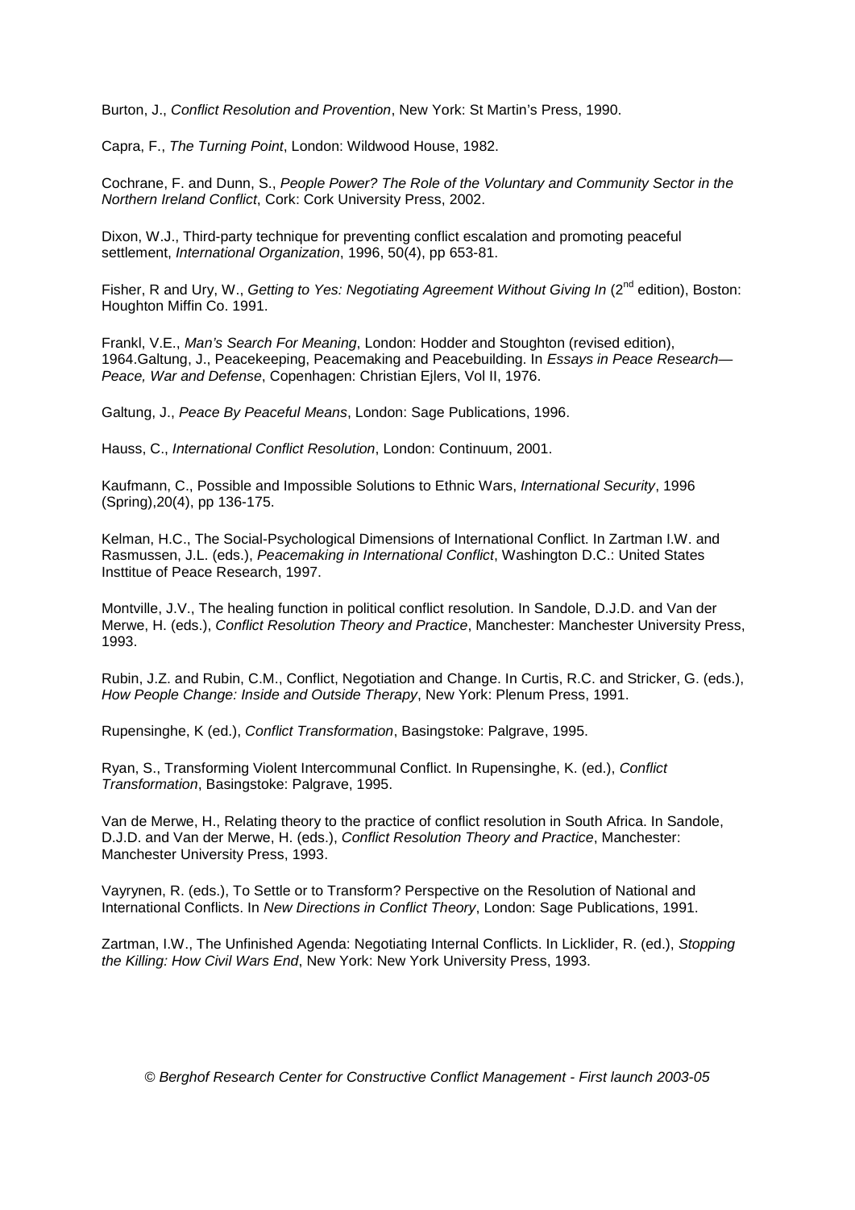Burton, J., *Conflict Resolution and Provention*, New York: St Martin's Press, 1990.

Capra, F., *The Turning Point*, London: Wildwood House, 1982.

Cochrane, F. and Dunn, S., *People Power? The Role of the Voluntary and Community Sector in the Northern Ireland Conflict*, Cork: Cork University Press, 2002.

Dixon, W.J., Third-party technique for preventing conflict escalation and promoting peaceful settlement, *International Organization*, 1996, 50(4), pp 653-81.

Fisher, R and Ury, W., *Getting to Yes: Negotiating Agreement Without Giving In* (2nd edition), Boston: Houghton Miffin Co. 1991.

Frankl, V.E., *Man's Search For Meaning*, London: Hodder and Stoughton (revised edition), 1964.Galtung, J., Peacekeeping, Peacemaking and Peacebuilding. In *Essays in Peace Research—Peace, War and Defense*, Copenhagen: Christian Ejlers, Vol II, 1976.

Galtung, J., *Peace By Peaceful Means*, London: Sage Publications, 1996.

Hauss, C., *International Conflict Resolution*, London: Continuum, 2001.

Kaufmann, C., Possible and Impossible Solutions to Ethnic Wars, *International Security*, 1996 (Spring),20(4), pp 136-175.

Kelman, H.C., The Social-Psychological Dimensions of International Conflict. In Zartman I.W. and Rasmussen, J.L. (eds.), *Peacemaking in International Conflict*, Washington D.C.: United States Insttitue of Peace Research, 1997.

Montville, J.V., The healing function in political conflict resolution. In Sandole, D.J.D. and Van der Merwe, H. (eds.), *Conflict Resolution Theory and Practice*, Manchester: Manchester University Press, 1993.

Rubin, J.Z. and Rubin, C.M., Conflict, Negotiation and Change. In Curtis, R.C. and Stricker, G. (eds.), *How People Change: Inside and Outside Therapy*, New York: Plenum Press, 1991.

Rupensinghe, K (ed.), *Conflict Transformation*, Basingstoke: Palgrave, 1995.

Ryan, S., Transforming Violent Intercommunal Conflict. In Rupensinghe, K. (ed.), *Conflict Transformation*, Basingstoke: Palgrave, 1995.

Van de Merwe, H., Relating theory to the practice of conflict resolution in South Africa. In Sandole, D.J.D. and Van der Merwe, H. (eds.), *Conflict Resolution Theory and Practice*, Manchester: Manchester University Press, 1993.

Vayrynen, R. (eds.), To Settle or to Transform? Perspective on the Resolution of National and International Conflicts. In *New Directions in Conflict Theory*, London: Sage Publications, 1991.

Zartman, I.W., The Unfinished Agenda: Negotiating Internal Conflicts. In Licklider, R. (ed.), *Stopping the Killing: How Civil Wars End*, New York: New York University Press, 1993.

*© Berghof Research Center for Constructive Conflict Management - First launch 2003-05*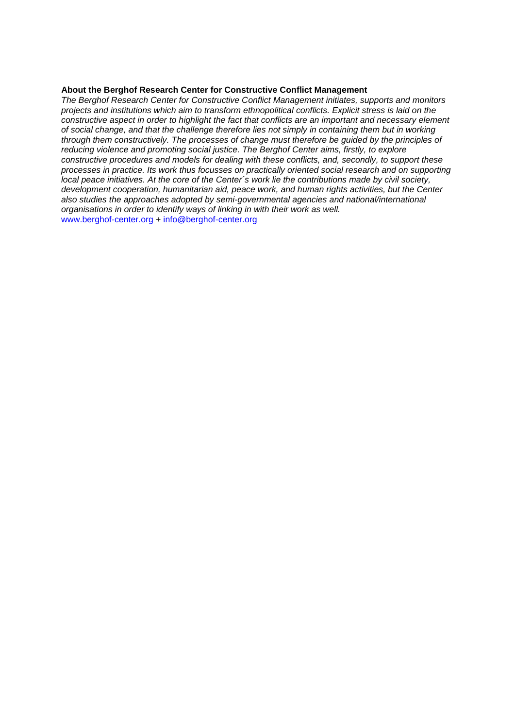**About the Berghof Research Center for Constructive Conflict Management**

*The Berghof Research Center for Constructive Conflict Management initiates, supports and monitors projects and institutions which aim to transform ethnopolitical conflicts. Explicit stress is laid on the constructive aspect in order to highlight the fact that conflicts are an important and necessary element of social change, and that the challenge therefore lies not simply in containing them but in working through them constructively. The processes of change must therefore be guided by the principles of reducing violence and promoting social justice. The Berghof Center aims, firstly, to explore constructive procedures and models for dealing with these conflicts, and, secondly, to support these processes in practice. Its work thus focusses on practically oriented social research and on supporting local peace initiatives. At the core of the Center´s work lie the contributions made by civil society, development cooperation, humanitarian aid, peace work, and human rights activities, but the Center also studies the approaches adopted by semi-governmental agencies and national/international organisations in order to identify ways of linking in with their work as well.*

www.berghof-center.org + info@berghof-center.org